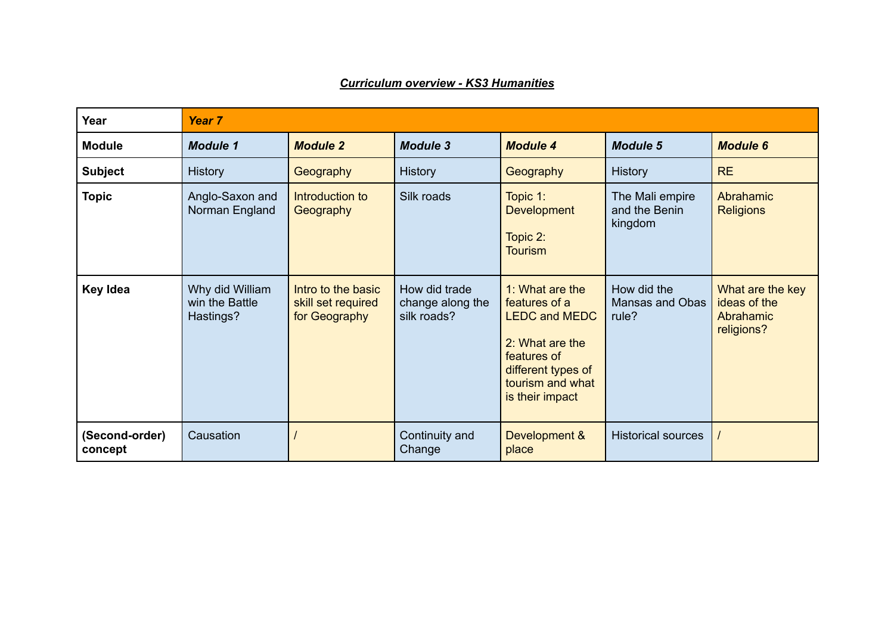***Curriculum overview - KS3 Humanities***

| **Year** | ***Year 7*** | | | | | |
|---|---|---|---|---|---|---|
| **Module** | ***Module 1*** | ***Module 2*** | ***Module 3*** | ***Module 4*** | ***Module 5*** | ***Module 6*** |
| **Subject** | History | Geography | History | Geography | History | RE |
| **Topic** | Anglo-Saxon and Norman England | Introduction to Geography | Silk roads | Topic 1: Development<br><br>Topic 2: Tourism | The Mali empire and the Benin kingdom | Abrahamic Religions |
| **Key Idea** | Why did William win the Battle Hastings? | Intro to the basic skill set required for Geography | How did trade change along the silk roads? | 1: What are the features of a LEDC and MEDC<br><br>2: What are the features of different types of tourism and what is their impact | How did the Mansas and Obas rule? | What are the key ideas of the Abrahamic religions? |
| **(Second-order) concept** | Causation | / | Continuity and Change | Development & place | Historical sources | / |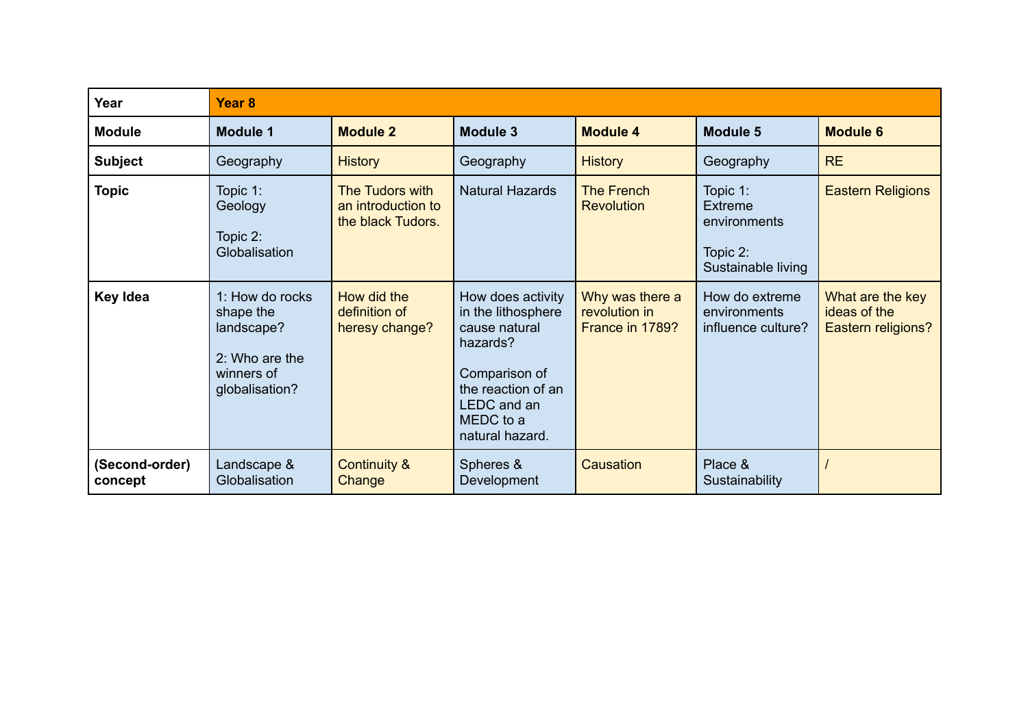| Year | Year 8 | | | | | |
|---|---|---|---|---|---|---|
| **Module** | **Module 1** | **Module 2** | **Module 3** | **Module 4** | **Module 5** | **Module 6** |
| **Subject** | Geography | History | Geography | History | Geography | RE |
| **Topic** | Topic 1: Geology<br><br>Topic 2: Globalisation | The Tudors with an introduction to the black Tudors. | Natural Hazards | The French Revolution | Topic 1: Extreme environments<br><br>Topic 2: Sustainable living | Eastern Religions |
| **Key Idea** | 1: How do rocks shape the landscape?<br><br>2: Who are the winners of globalisation? | How did the definition of heresy change? | How does activity in the lithosphere cause natural hazards?<br><br>Comparison of the reaction of an LEDC and an MEDC to a natural hazard. | Why was there a revolution in France in 1789? | How do extreme environments influence culture? | What are the key ideas of the Eastern religions? |
| **(Second-order) concept** | Landscape & Globalisation | Continuity & Change | Spheres & Development | Causation | Place & Sustainability | / |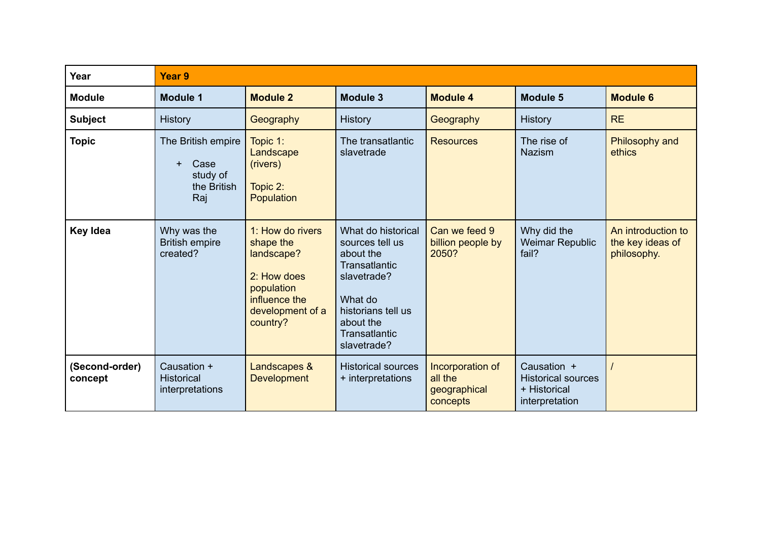| **Year** | **Year 9** | | | | | |
|---|---|---|---|---|---|---|
| **Module** | **Module 1** | **Module 2** | **Module 3** | **Module 4** | **Module 5** | **Module 6** |
| **Subject** | History | Geography | History | Geography | History | RE |
| **Topic** | The British empire<br>+ Case study of the British Raj | Topic 1: Landscape (rivers)<br><br>Topic 2: Population | The transatlantic slavetrade | Resources | The rise of Nazism | Philosophy and ethics |
| **Key Idea** | Why was the British empire created? | 1: How do rivers shape the landscape?<br><br>2: How does population influence the development of a country? | What do historical sources tell us about the Transatlantic slavetrade?<br><br>What do historians tell us about the Transatlantic slavetrade? | Can we feed 9 billion people by 2050? | Why did the Weimar Republic fail? | An introduction to the key ideas of philosophy. |
| **(Second-order) concept** | Causation + Historical interpretations | Landscapes & Development | Historical sources + interpretations | Incorporation of all the geographical concepts | Causation + Historical sources + Historical interpretation | / |